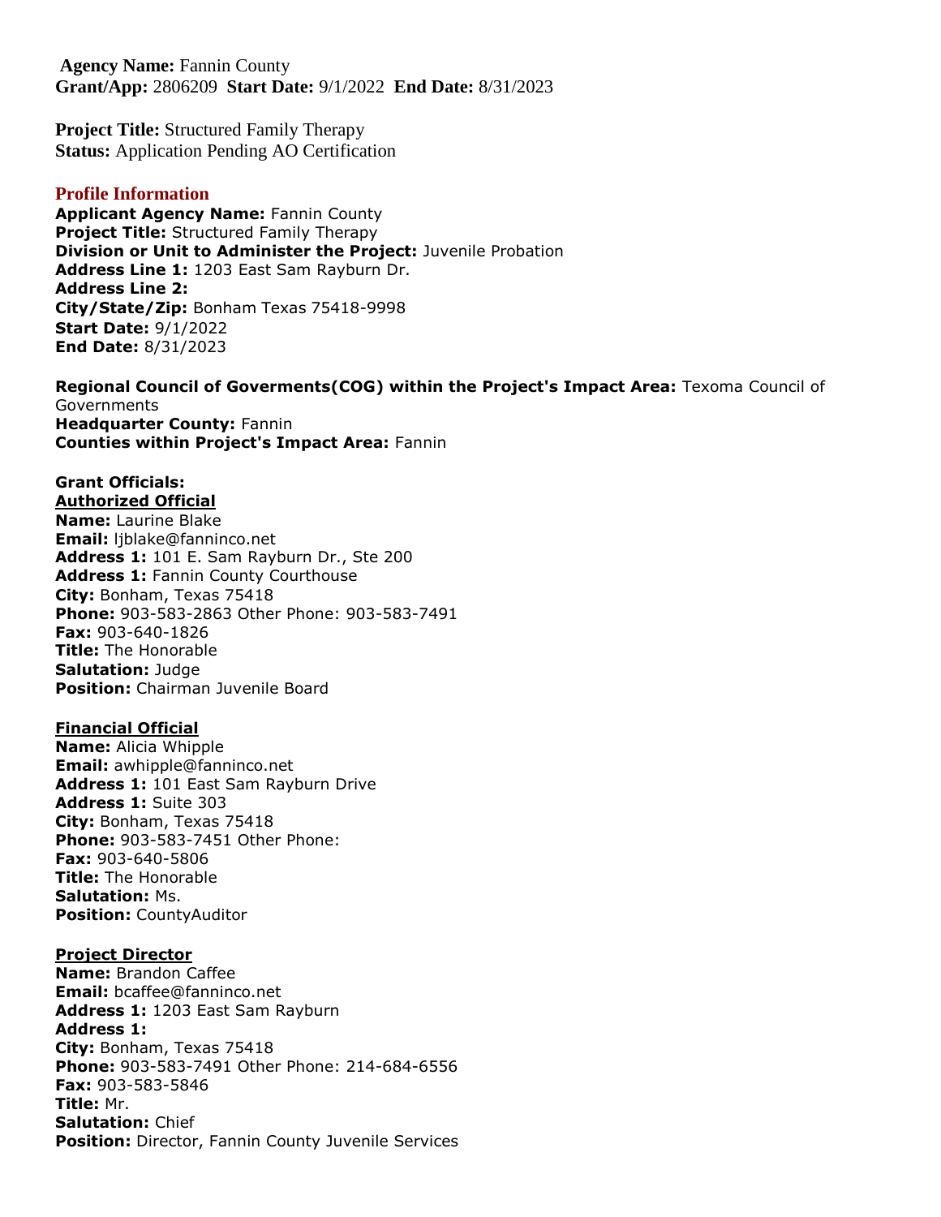**Agency Name:** Fannin County
**Grant/App:** 2806209 **Start Date:** 9/1/2022 **End Date:** 8/31/2023

**Project Title:** Structured Family Therapy
**Status:** Application Pending AO Certification

## Profile Information

**Applicant Agency Name:** Fannin County
**Project Title:** Structured Family Therapy
**Division or Unit to Administer the Project:** Juvenile Probation
**Address Line 1:** 1203 East Sam Rayburn Dr.
**Address Line 2:**
**City/State/Zip:** Bonham Texas 75418-9998
**Start Date:** 9/1/2022
**End Date:** 8/31/2023

**Regional Council of Goverments(COG) within the Project's Impact Area:** Texoma Council of Governments
**Headquarter County:** Fannin
**Counties within Project's Impact Area:** Fannin

**Grant Officials:**

**Authorized Official**
**Name:** Laurine Blake
**Email:** ljblake@fanninco.net
**Address 1:** 101 E. Sam Rayburn Dr., Ste 200
**Address 1:** Fannin County Courthouse
**City:** Bonham, Texas 75418
**Phone:** 903-583-2863 Other Phone: 903-583-7491
**Fax:** 903-640-1826
**Title:** The Honorable
**Salutation:** Judge
**Position:** Chairman Juvenile Board

**Financial Official**
**Name:** Alicia Whipple
**Email:** awhipple@fanninco.net
**Address 1:** 101 East Sam Rayburn Drive
**Address 1:** Suite 303
**City:** Bonham, Texas 75418
**Phone:** 903-583-7451 Other Phone:
**Fax:** 903-640-5806
**Title:** The Honorable
**Salutation:** Ms.
**Position:** CountyAuditor

**Project Director**
**Name:** Brandon Caffee
**Email:** bcaffee@fanninco.net
**Address 1:** 1203 East Sam Rayburn
**Address 1:**
**City:** Bonham, Texas 75418
**Phone:** 903-583-7491 Other Phone: 214-684-6556
**Fax:** 903-583-5846
**Title:** Mr.
**Salutation:** Chief
**Position:** Director, Fannin County Juvenile Services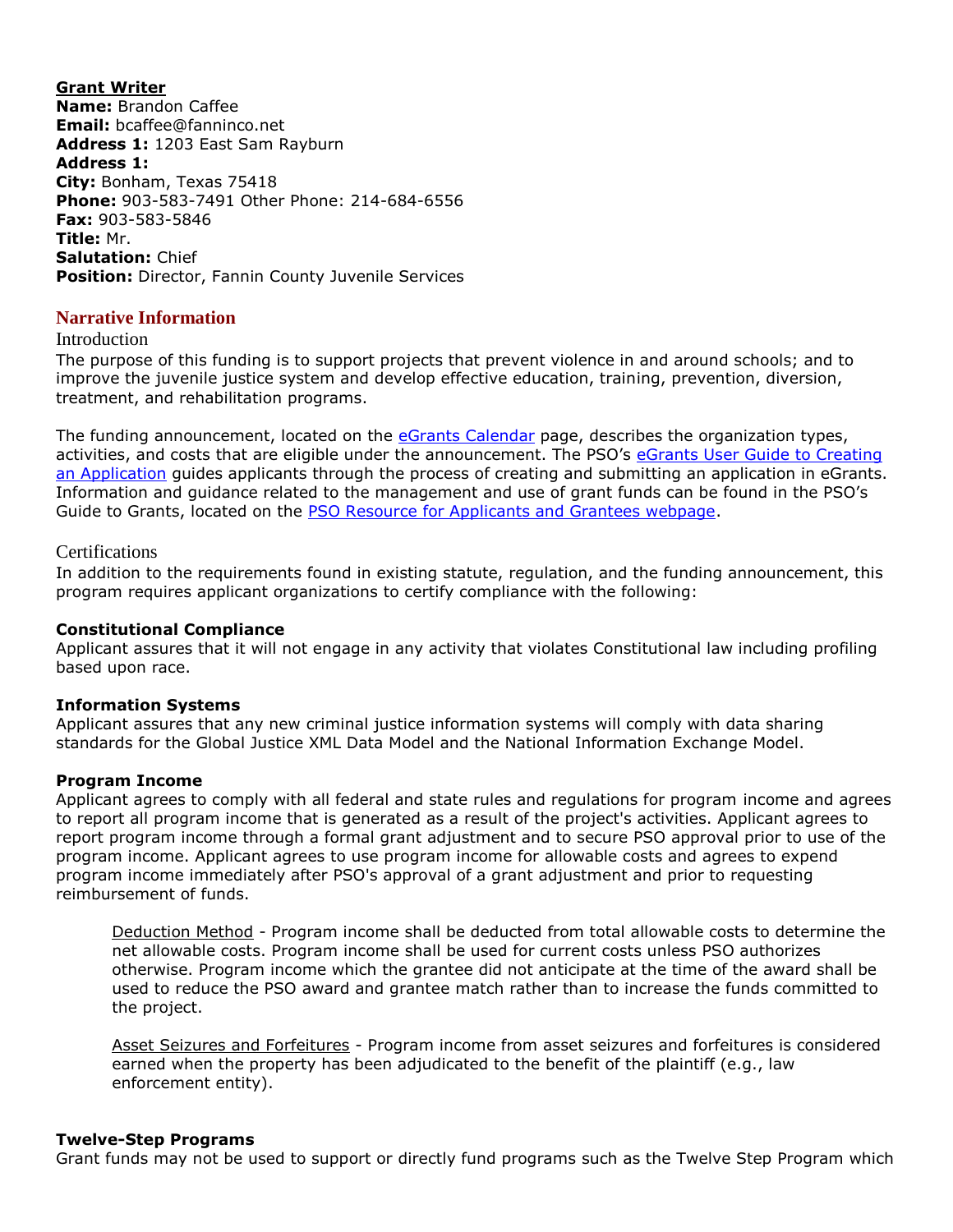**Grant Writer**

**Name:** Brandon Caffee
**Email:** bcaffee@fanninco.net
**Address 1:** 1203 East Sam Rayburn
**Address 1:**
**City:** Bonham, Texas 75418
**Phone:** 903-583-7491 Other Phone: 214-684-6556
**Fax:** 903-583-5846
**Title:** Mr.
**Salutation:** Chief
**Position:** Director, Fannin County Juvenile Services

## Narrative Information

### Introduction

The purpose of this funding is to support projects that prevent violence in and around schools; and to improve the juvenile justice system and develop effective education, training, prevention, diversion, treatment, and rehabilitation programs.

The funding announcement, located on the eGrants Calendar page, describes the organization types, activities, and costs that are eligible under the announcement. The PSO's eGrants User Guide to Creating an Application guides applicants through the process of creating and submitting an application in eGrants. Information and guidance related to the management and use of grant funds can be found in the PSO's Guide to Grants, located on the PSO Resource for Applicants and Grantees webpage.

### Certifications

In addition to the requirements found in existing statute, regulation, and the funding announcement, this program requires applicant organizations to certify compliance with the following:

**Constitutional Compliance**
Applicant assures that it will not engage in any activity that violates Constitutional law including profiling based upon race.

**Information Systems**
Applicant assures that any new criminal justice information systems will comply with data sharing standards for the Global Justice XML Data Model and the National Information Exchange Model.

**Program Income**
Applicant agrees to comply with all federal and state rules and regulations for program income and agrees to report all program income that is generated as a result of the project's activities. Applicant agrees to report program income through a formal grant adjustment and to secure PSO approval prior to use of the program income. Applicant agrees to use program income for allowable costs and agrees to expend program income immediately after PSO's approval of a grant adjustment and prior to requesting reimbursement of funds.

> Deduction Method - Program income shall be deducted from total allowable costs to determine the net allowable costs. Program income shall be used for current costs unless PSO authorizes otherwise. Program income which the grantee did not anticipate at the time of the award shall be used to reduce the PSO award and grantee match rather than to increase the funds committed to the project.
>
> Asset Seizures and Forfeitures - Program income from asset seizures and forfeitures is considered earned when the property has been adjudicated to the benefit of the plaintiff (e.g., law enforcement entity).

**Twelve-Step Programs**
Grant funds may not be used to support or directly fund programs such as the Twelve Step Program which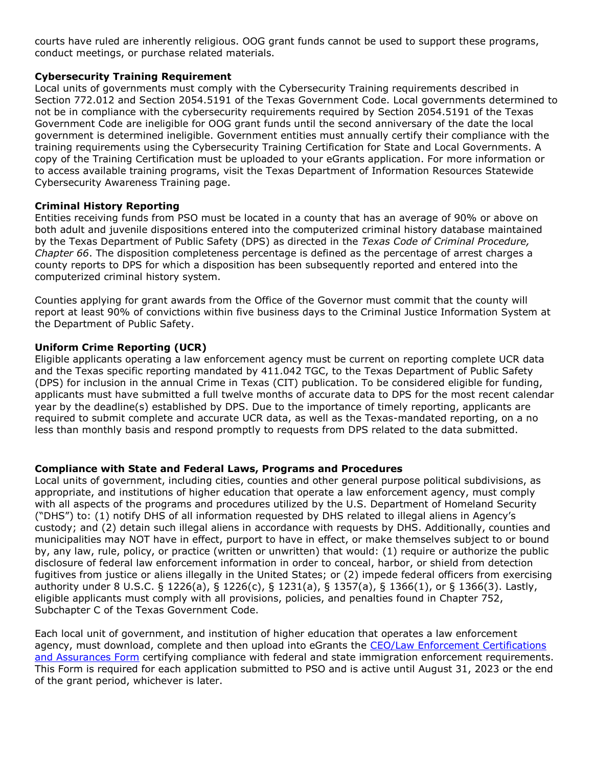courts have ruled are inherently religious. OOG grant funds cannot be used to support these programs, conduct meetings, or purchase related materials.

**Cybersecurity Training Requirement**

Local units of governments must comply with the Cybersecurity Training requirements described in Section 772.012 and Section 2054.5191 of the Texas Government Code. Local governments determined to not be in compliance with the cybersecurity requirements required by Section 2054.5191 of the Texas Government Code are ineligible for OOG grant funds until the second anniversary of the date the local government is determined ineligible. Government entities must annually certify their compliance with the training requirements using the Cybersecurity Training Certification for State and Local Governments. A copy of the Training Certification must be uploaded to your eGrants application. For more information or to access available training programs, visit the Texas Department of Information Resources Statewide Cybersecurity Awareness Training page.

**Criminal History Reporting**

Entities receiving funds from PSO must be located in a county that has an average of 90% or above on both adult and juvenile dispositions entered into the computerized criminal history database maintained by the Texas Department of Public Safety (DPS) as directed in the *Texas Code of Criminal Procedure, Chapter 66*. The disposition completeness percentage is defined as the percentage of arrest charges a county reports to DPS for which a disposition has been subsequently reported and entered into the computerized criminal history system.

Counties applying for grant awards from the Office of the Governor must commit that the county will report at least 90% of convictions within five business days to the Criminal Justice Information System at the Department of Public Safety.

**Uniform Crime Reporting (UCR)**

Eligible applicants operating a law enforcement agency must be current on reporting complete UCR data and the Texas specific reporting mandated by 411.042 TGC, to the Texas Department of Public Safety (DPS) for inclusion in the annual Crime in Texas (CIT) publication. To be considered eligible for funding, applicants must have submitted a full twelve months of accurate data to DPS for the most recent calendar year by the deadline(s) established by DPS. Due to the importance of timely reporting, applicants are required to submit complete and accurate UCR data, as well as the Texas-mandated reporting, on a no less than monthly basis and respond promptly to requests from DPS related to the data submitted.

**Compliance with State and Federal Laws, Programs and Procedures**

Local units of government, including cities, counties and other general purpose political subdivisions, as appropriate, and institutions of higher education that operate a law enforcement agency, must comply with all aspects of the programs and procedures utilized by the U.S. Department of Homeland Security ("DHS") to: (1) notify DHS of all information requested by DHS related to illegal aliens in Agency's custody; and (2) detain such illegal aliens in accordance with requests by DHS. Additionally, counties and municipalities may NOT have in effect, purport to have in effect, or make themselves subject to or bound by, any law, rule, policy, or practice (written or unwritten) that would: (1) require or authorize the public disclosure of federal law enforcement information in order to conceal, harbor, or shield from detection fugitives from justice or aliens illegally in the United States; or (2) impede federal officers from exercising authority under 8 U.S.C. § 1226(a), § 1226(c), § 1231(a), § 1357(a), § 1366(1), or § 1366(3). Lastly, eligible applicants must comply with all provisions, policies, and penalties found in Chapter 752, Subchapter C of the Texas Government Code.

Each local unit of government, and institution of higher education that operates a law enforcement agency, must download, complete and then upload into eGrants the CEO/Law Enforcement Certifications and Assurances Form certifying compliance with federal and state immigration enforcement requirements. This Form is required for each application submitted to PSO and is active until August 31, 2023 or the end of the grant period, whichever is later.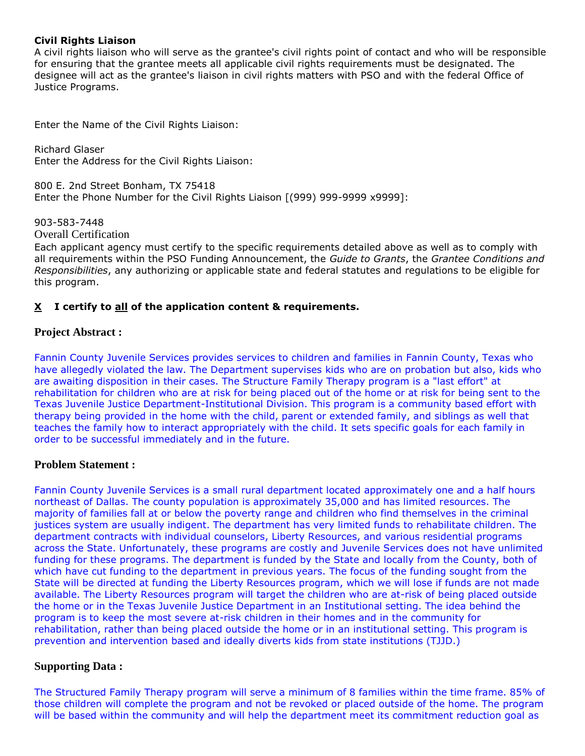**Civil Rights Liaison**
A civil rights liaison who will serve as the grantee's civil rights point of contact and who will be responsible for ensuring that the grantee meets all applicable civil rights requirements must be designated. The designee will act as the grantee's liaison in civil rights matters with PSO and with the federal Office of Justice Programs.

Enter the Name of the Civil Rights Liaison:

Richard Glaser
Enter the Address for the Civil Rights Liaison:

800 E. 2nd Street Bonham, TX 75418
Enter the Phone Number for the Civil Rights Liaison [(999) 999-9999 x9999]:

903-583-7448
Overall Certification
Each applicant agency must certify to the specific requirements detailed above as well as to comply with all requirements within the PSO Funding Announcement, the *Guide to Grants*, the *Grantee Conditions and Responsibilities*, any authorizing or applicable state and federal statutes and regulations to be eligible for this program.

**X I certify to all of the application content & requirements.**

## Project Abstract :

Fannin County Juvenile Services provides services to children and families in Fannin County, Texas who have allegedly violated the law. The Department supervises kids who are on probation but also, kids who are awaiting disposition in their cases. The Structure Family Therapy program is a "last effort" at rehabilitation for children who are at risk for being placed out of the home or at risk for being sent to the Texas Juvenile Justice Department-Institutional Division. This program is a community based effort with therapy being provided in the home with the child, parent or extended family, and siblings as well that teaches the family how to interact appropriately with the child. It sets specific goals for each family in order to be successful immediately and in the future.

## Problem Statement :

Fannin County Juvenile Services is a small rural department located approximately one and a half hours northeast of Dallas. The county population is approximately 35,000 and has limited resources. The majority of families fall at or below the poverty range and children who find themselves in the criminal justices system are usually indigent. The department has very limited funds to rehabilitate children. The department contracts with individual counselors, Liberty Resources, and various residential programs across the State. Unfortunately, these programs are costly and Juvenile Services does not have unlimited funding for these programs. The department is funded by the State and locally from the County, both of which have cut funding to the department in previous years. The focus of the funding sought from the State will be directed at funding the Liberty Resources program, which we will lose if funds are not made available. The Liberty Resources program will target the children who are at-risk of being placed outside the home or in the Texas Juvenile Justice Department in an Institutional setting. The idea behind the program is to keep the most severe at-risk children in their homes and in the community for rehabilitation, rather than being placed outside the home or in an institutional setting. This program is prevention and intervention based and ideally diverts kids from state institutions (TJJD.)

## Supporting Data :

The Structured Family Therapy program will serve a minimum of 8 families within the time frame. 85% of those children will complete the program and not be revoked or placed outside of the home. The program will be based within the community and will help the department meet its commitment reduction goal as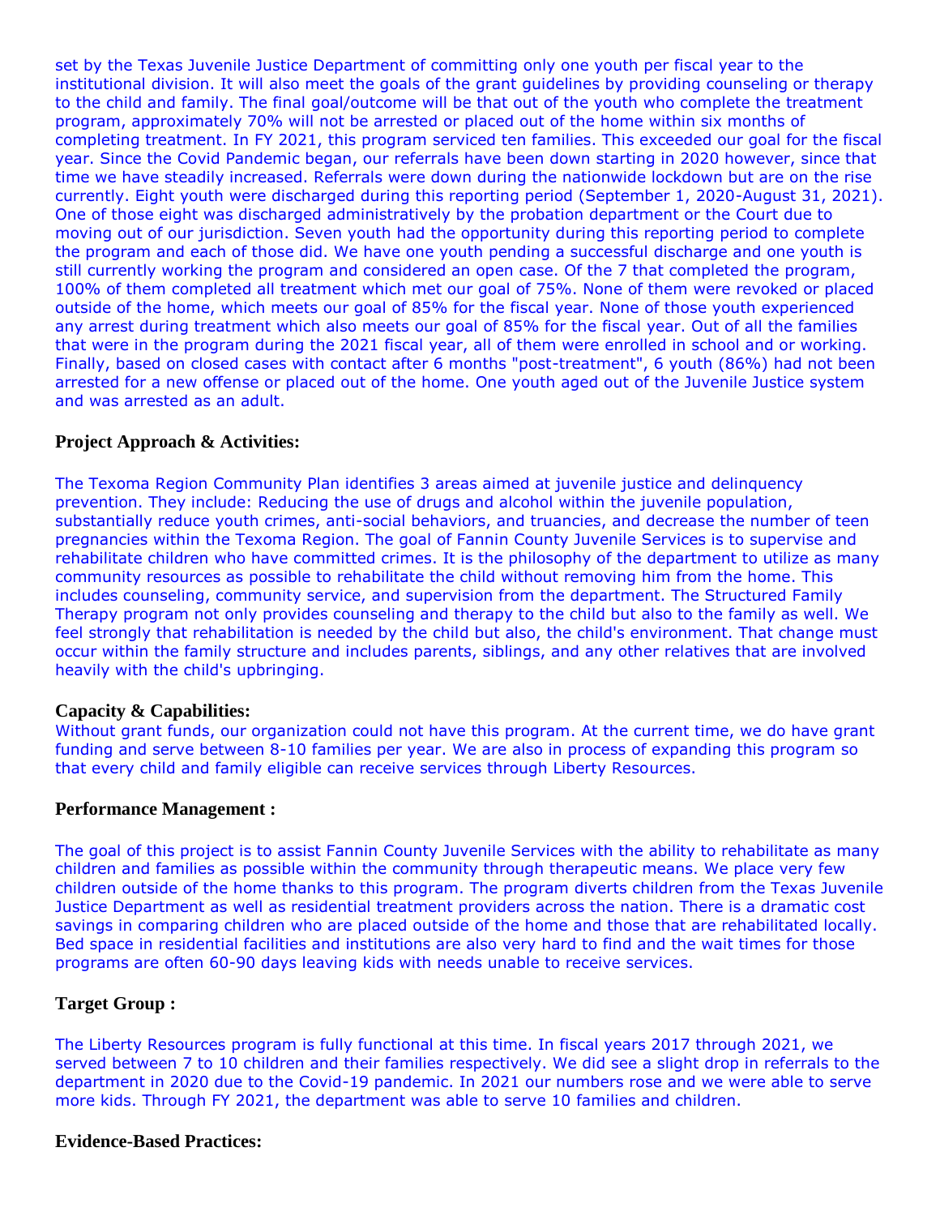set by the Texas Juvenile Justice Department of committing only one youth per fiscal year to the institutional division. It will also meet the goals of the grant guidelines by providing counseling or therapy to the child and family. The final goal/outcome will be that out of the youth who complete the treatment program, approximately 70% will not be arrested or placed out of the home within six months of completing treatment. In FY 2021, this program serviced ten families. This exceeded our goal for the fiscal year. Since the Covid Pandemic began, our referrals have been down starting in 2020 however, since that time we have steadily increased. Referrals were down during the nationwide lockdown but are on the rise currently. Eight youth were discharged during this reporting period (September 1, 2020-August 31, 2021). One of those eight was discharged administratively by the probation department or the Court due to moving out of our jurisdiction. Seven youth had the opportunity during this reporting period to complete the program and each of those did. We have one youth pending a successful discharge and one youth is still currently working the program and considered an open case. Of the 7 that completed the program, 100% of them completed all treatment which met our goal of 75%. None of them were revoked or placed outside of the home, which meets our goal of 85% for the fiscal year. None of those youth experienced any arrest during treatment which also meets our goal of 85% for the fiscal year. Out of all the families that were in the program during the 2021 fiscal year, all of them were enrolled in school and or working. Finally, based on closed cases with contact after 6 months "post-treatment", 6 youth (86%) had not been arrested for a new offense or placed out of the home. One youth aged out of the Juvenile Justice system and was arrested as an adult.

### Project Approach & Activities:

The Texoma Region Community Plan identifies 3 areas aimed at juvenile justice and delinquency prevention. They include: Reducing the use of drugs and alcohol within the juvenile population, substantially reduce youth crimes, anti-social behaviors, and truancies, and decrease the number of teen pregnancies within the Texoma Region. The goal of Fannin County Juvenile Services is to supervise and rehabilitate children who have committed crimes. It is the philosophy of the department to utilize as many community resources as possible to rehabilitate the child without removing him from the home. This includes counseling, community service, and supervision from the department. The Structured Family Therapy program not only provides counseling and therapy to the child but also to the family as well. We feel strongly that rehabilitation is needed by the child but also, the child's environment. That change must occur within the family structure and includes parents, siblings, and any other relatives that are involved heavily with the child's upbringing.

### Capacity & Capabilities:

Without grant funds, our organization could not have this program. At the current time, we do have grant funding and serve between 8-10 families per year. We are also in process of expanding this program so that every child and family eligible can receive services through Liberty Resources.

### Performance Management :

The goal of this project is to assist Fannin County Juvenile Services with the ability to rehabilitate as many children and families as possible within the community through therapeutic means. We place very few children outside of the home thanks to this program. The program diverts children from the Texas Juvenile Justice Department as well as residential treatment providers across the nation. There is a dramatic cost savings in comparing children who are placed outside of the home and those that are rehabilitated locally. Bed space in residential facilities and institutions are also very hard to find and the wait times for those programs are often 60-90 days leaving kids with needs unable to receive services.

### Target Group :

The Liberty Resources program is fully functional at this time. In fiscal years 2017 through 2021, we served between 7 to 10 children and their families respectively. We did see a slight drop in referrals to the department in 2020 due to the Covid-19 pandemic. In 2021 our numbers rose and we were able to serve more kids. Through FY 2021, the department was able to serve 10 families and children.

### Evidence-Based Practices: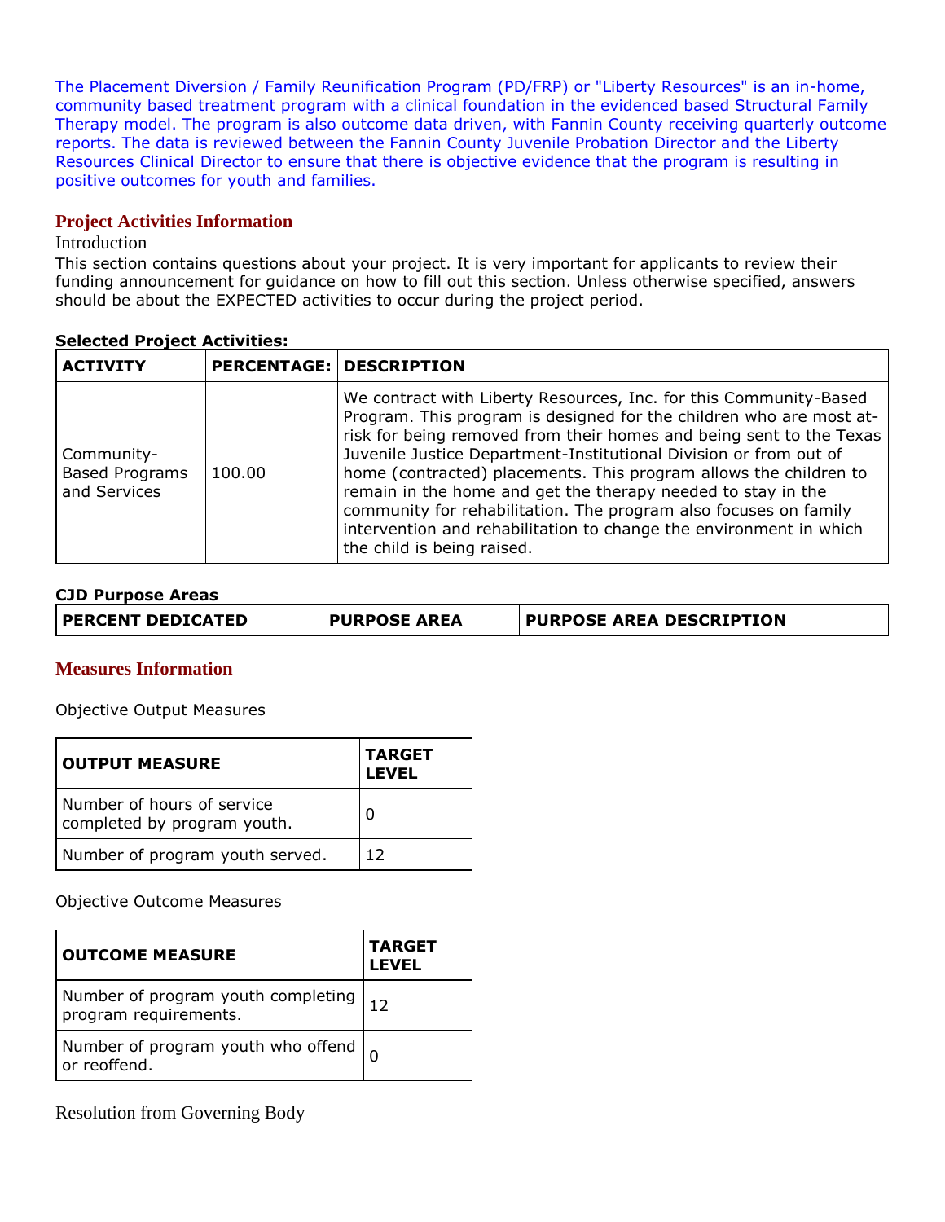The Placement Diversion / Family Reunification Program (PD/FRP) or "Liberty Resources" is an in-home, community based treatment program with a clinical foundation in the evidenced based Structural Family Therapy model. The program is also outcome data driven, with Fannin County receiving quarterly outcome reports. The data is reviewed between the Fannin County Juvenile Probation Director and the Liberty Resources Clinical Director to ensure that there is objective evidence that the program is resulting in positive outcomes for youth and families.

## Project Activities Information

Introduction

This section contains questions about your project. It is very important for applicants to review their funding announcement for guidance on how to fill out this section. Unless otherwise specified, answers should be about the EXPECTED activities to occur during the project period.

**Selected Project Activities:**

| ACTIVITY | PERCENTAGE: | DESCRIPTION |
|---|---|---|
| Community-Based Programs and Services | 100.00 | We contract with Liberty Resources, Inc. for this Community-Based Program. This program is designed for the children who are most at-risk for being removed from their homes and being sent to the Texas Juvenile Justice Department-Institutional Division or from out of home (contracted) placements. This program allows the children to remain in the home and get the therapy needed to stay in the community for rehabilitation. The program also focuses on family intervention and rehabilitation to change the environment in which the child is being raised. |

**CJD Purpose Areas**

| PERCENT DEDICATED | PURPOSE AREA | PURPOSE AREA DESCRIPTION |
|---|---|---|

## Measures Information

Objective Output Measures

| OUTPUT MEASURE | TARGET LEVEL |
|---|---|
| Number of hours of service completed by program youth. | 0 |
| Number of program youth served. | 12 |

Objective Outcome Measures

| OUTCOME MEASURE | TARGET LEVEL |
|---|---|
| Number of program youth completing program requirements. | 12 |
| Number of program youth who offend or reoffend. | 0 |

Resolution from Governing Body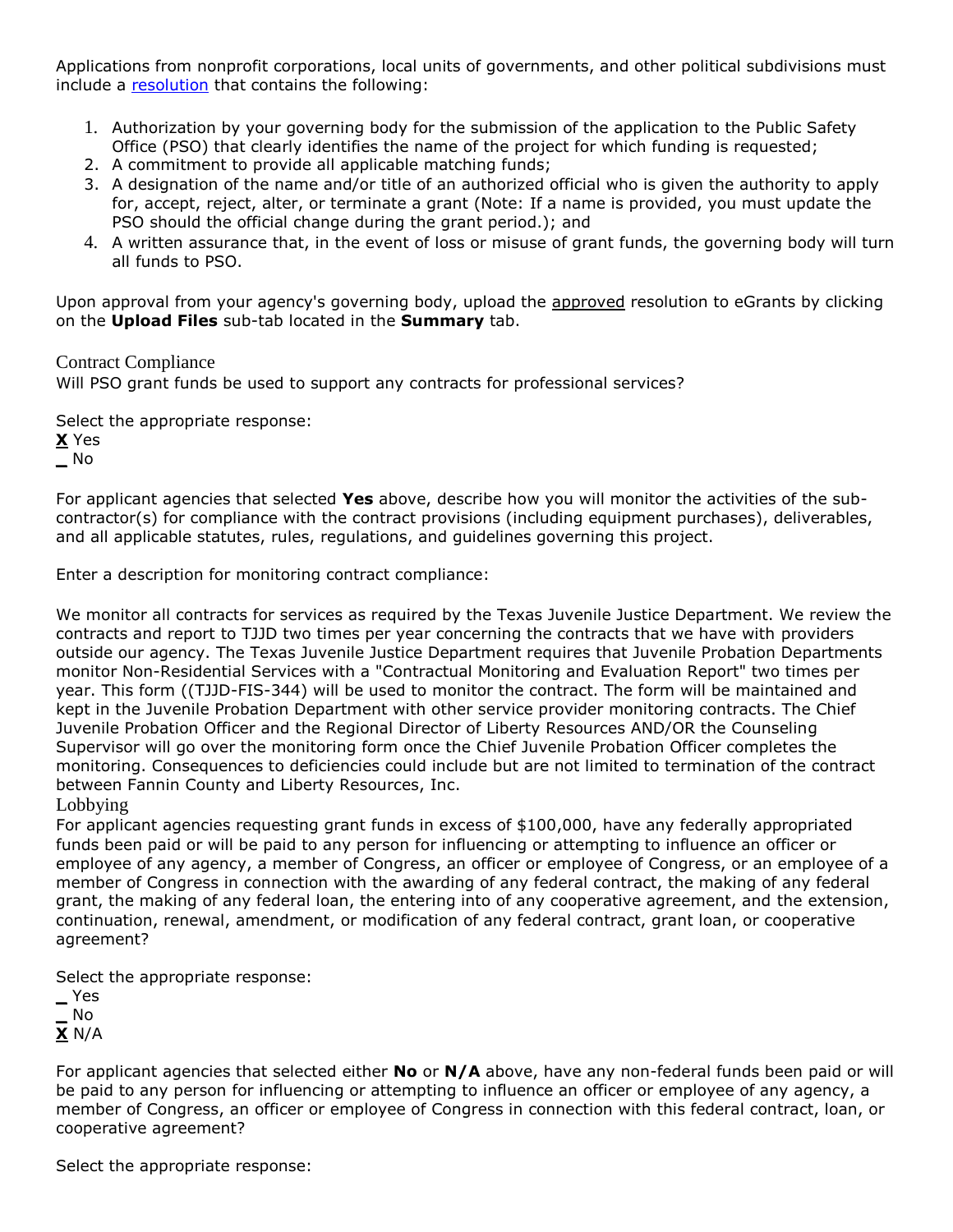Applications from nonprofit corporations, local units of governments, and other political subdivisions must include a [resolution](resolution) that contains the following:

1. Authorization by your governing body for the submission of the application to the Public Safety Office (PSO) that clearly identifies the name of the project for which funding is requested;
2. A commitment to provide all applicable matching funds;
3. A designation of the name and/or title of an authorized official who is given the authority to apply for, accept, reject, alter, or terminate a grant (Note: If a name is provided, you must update the PSO should the official change during the grant period.); and
4. A written assurance that, in the event of loss or misuse of grant funds, the governing body will turn all funds to PSO.

Upon approval from your agency's governing body, upload the approved resolution to eGrants by clicking on the **Upload Files** sub-tab located in the **Summary** tab.

## Contract Compliance

Will PSO grant funds be used to support any contracts for professional services?

Select the appropriate response:
**X** Yes
_ No

For applicant agencies that selected **Yes** above, describe how you will monitor the activities of the sub-contractor(s) for compliance with the contract provisions (including equipment purchases), deliverables, and all applicable statutes, rules, regulations, and guidelines governing this project.

Enter a description for monitoring contract compliance:

We monitor all contracts for services as required by the Texas Juvenile Justice Department. We review the contracts and report to TJJD two times per year concerning the contracts that we have with providers outside our agency. The Texas Juvenile Justice Department requires that Juvenile Probation Departments monitor Non-Residential Services with a "Contractual Monitoring and Evaluation Report" two times per year. This form ((TJJD-FIS-344) will be used to monitor the contract. The form will be maintained and kept in the Juvenile Probation Department with other service provider monitoring contracts. The Chief Juvenile Probation Officer and the Regional Director of Liberty Resources AND/OR the Counseling Supervisor will go over the monitoring form once the Chief Juvenile Probation Officer completes the monitoring. Consequences to deficiencies could include but are not limited to termination of the contract between Fannin County and Liberty Resources, Inc.

## Lobbying

For applicant agencies requesting grant funds in excess of $100,000, have any federally appropriated funds been paid or will be paid to any person for influencing or attempting to influence an officer or employee of any agency, a member of Congress, an officer or employee of Congress, or an employee of a member of Congress in connection with the awarding of any federal contract, the making of any federal grant, the making of any federal loan, the entering into of any cooperative agreement, and the extension, continuation, renewal, amendment, or modification of any federal contract, grant loan, or cooperative agreement?

Select the appropriate response:
_ Yes
_ No
**X** N/A

For applicant agencies that selected either **No** or **N/A** above, have any non-federal funds been paid or will be paid to any person for influencing or attempting to influence an officer or employee of any agency, a member of Congress, an officer or employee of Congress in connection with this federal contract, loan, or cooperative agreement?

Select the appropriate response: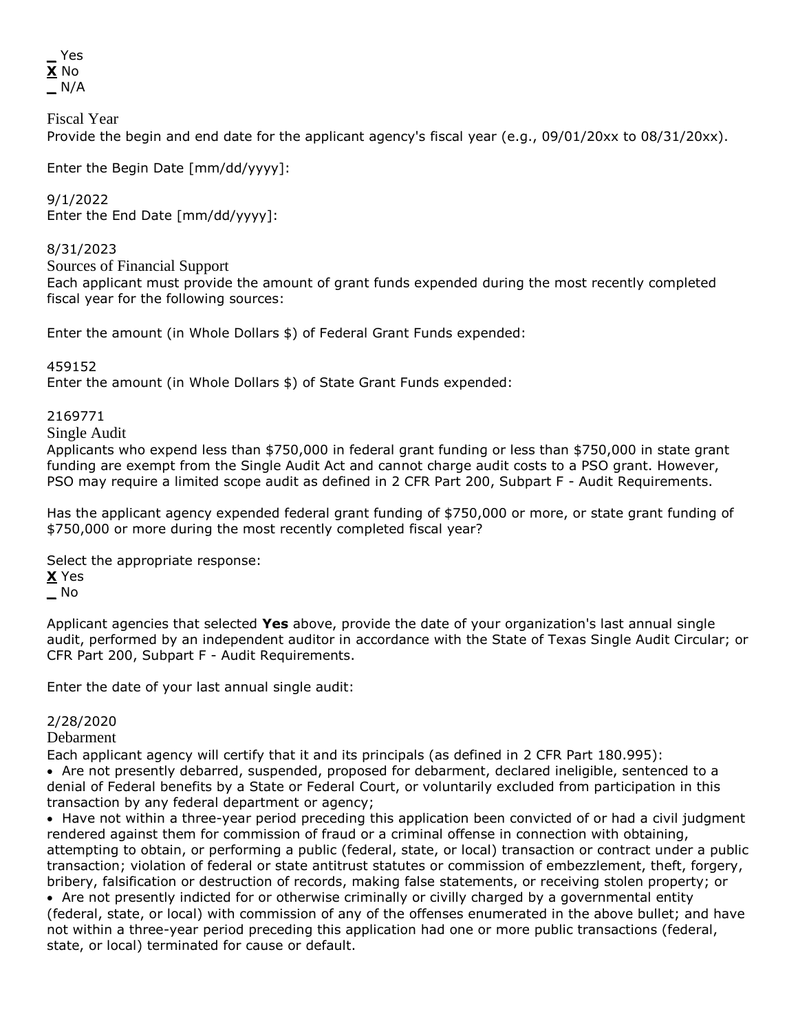_ Yes
**X** No
_ N/A

### Fiscal Year

Provide the begin and end date for the applicant agency's fiscal year (e.g., 09/01/20xx to 08/31/20xx).

Enter the Begin Date [mm/dd/yyyy]:

9/1/2022

Enter the End Date [mm/dd/yyyy]:

8/31/2023

### Sources of Financial Support

Each applicant must provide the amount of grant funds expended during the most recently completed fiscal year for the following sources:

Enter the amount (in Whole Dollars $) of Federal Grant Funds expended:

459152

Enter the amount (in Whole Dollars $) of State Grant Funds expended:

2169771

### Single Audit

Applicants who expend less than $750,000 in federal grant funding or less than $750,000 in state grant funding are exempt from the Single Audit Act and cannot charge audit costs to a PSO grant. However, PSO may require a limited scope audit as defined in 2 CFR Part 200, Subpart F - Audit Requirements.

Has the applicant agency expended federal grant funding of $750,000 or more, or state grant funding of $750,000 or more during the most recently completed fiscal year?

Select the appropriate response:

**X** Yes
_ No

Applicant agencies that selected **Yes** above, provide the date of your organization's last annual single audit, performed by an independent auditor in accordance with the State of Texas Single Audit Circular; or CFR Part 200, Subpart F - Audit Requirements.

Enter the date of your last annual single audit:

2/28/2020

### Debarment

Each applicant agency will certify that it and its principals (as defined in 2 CFR Part 180.995):

- Are not presently debarred, suspended, proposed for debarment, declared ineligible, sentenced to a denial of Federal benefits by a State or Federal Court, or voluntarily excluded from participation in this transaction by any federal department or agency;
- Have not within a three-year period preceding this application been convicted of or had a civil judgment rendered against them for commission of fraud or a criminal offense in connection with obtaining, attempting to obtain, or performing a public (federal, state, or local) transaction or contract under a public transaction; violation of federal or state antitrust statutes or commission of embezzlement, theft, forgery, bribery, falsification or destruction of records, making false statements, or receiving stolen property; or
- Are not presently indicted for or otherwise criminally or civilly charged by a governmental entity (federal, state, or local) with commission of any of the offenses enumerated in the above bullet; and have not within a three-year period preceding this application had one or more public transactions (federal, state, or local) terminated for cause or default.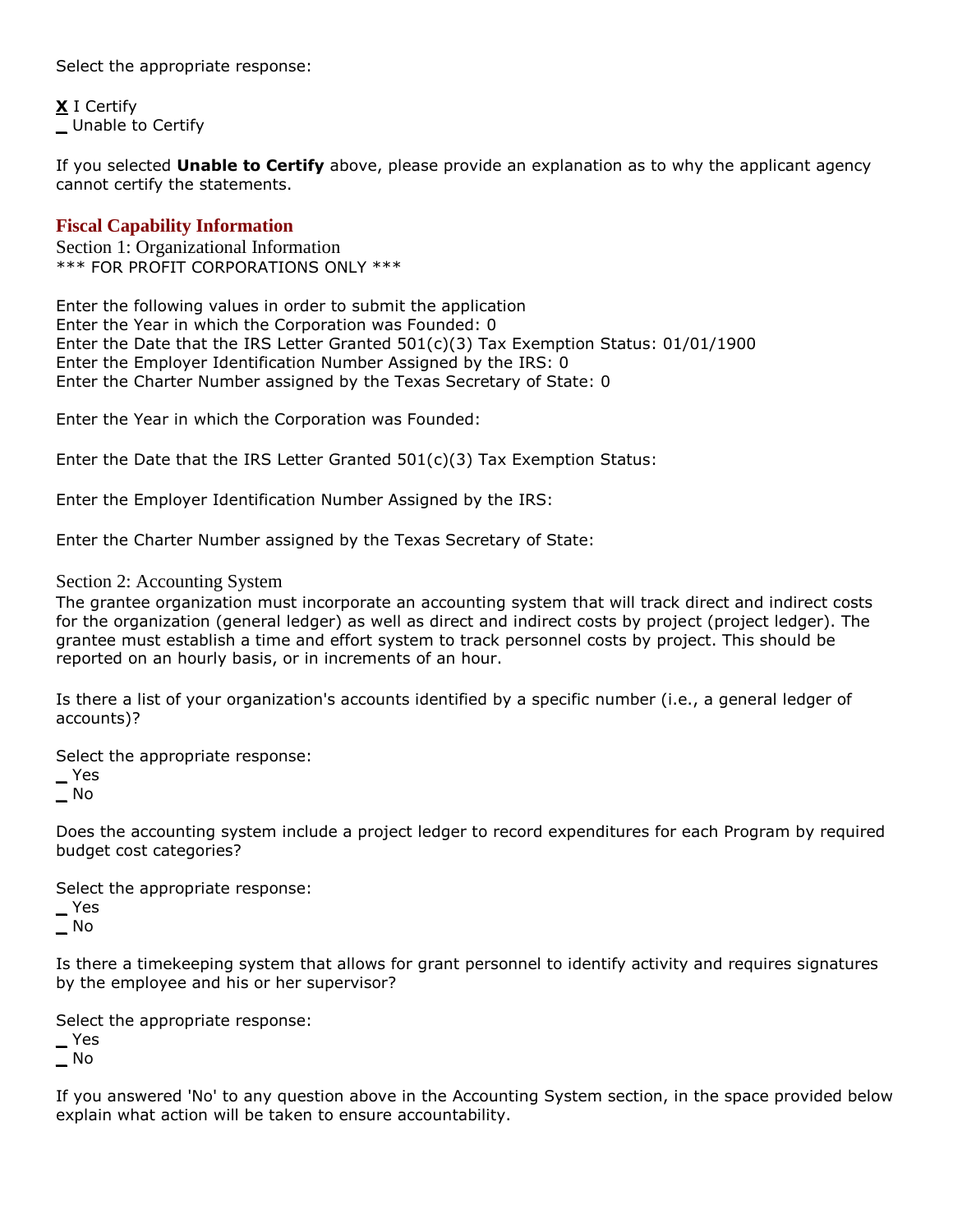Select the appropriate response:

**X** I Certify
_ Unable to Certify

If you selected **Unable to Certify** above, please provide an explanation as to why the applicant agency cannot certify the statements.

## Fiscal Capability Information

### Section 1: Organizational Information

*** FOR PROFIT CORPORATIONS ONLY ***

Enter the following values in order to submit the application
Enter the Year in which the Corporation was Founded: 0
Enter the Date that the IRS Letter Granted 501(c)(3) Tax Exemption Status: 01/01/1900
Enter the Employer Identification Number Assigned by the IRS: 0
Enter the Charter Number assigned by the Texas Secretary of State: 0

Enter the Year in which the Corporation was Founded:

Enter the Date that the IRS Letter Granted 501(c)(3) Tax Exemption Status:

Enter the Employer Identification Number Assigned by the IRS:

Enter the Charter Number assigned by the Texas Secretary of State:

### Section 2: Accounting System

The grantee organization must incorporate an accounting system that will track direct and indirect costs for the organization (general ledger) as well as direct and indirect costs by project (project ledger). The grantee must establish a time and effort system to track personnel costs by project. This should be reported on an hourly basis, or in increments of an hour.

Is there a list of your organization's accounts identified by a specific number (i.e., a general ledger of accounts)?

Select the appropriate response:
_ Yes
_ No

Does the accounting system include a project ledger to record expenditures for each Program by required budget cost categories?

Select the appropriate response:
_ Yes
_ No

Is there a timekeeping system that allows for grant personnel to identify activity and requires signatures by the employee and his or her supervisor?

Select the appropriate response:
_ Yes
_ No

If you answered 'No' to any question above in the Accounting System section, in the space provided below explain what action will be taken to ensure accountability.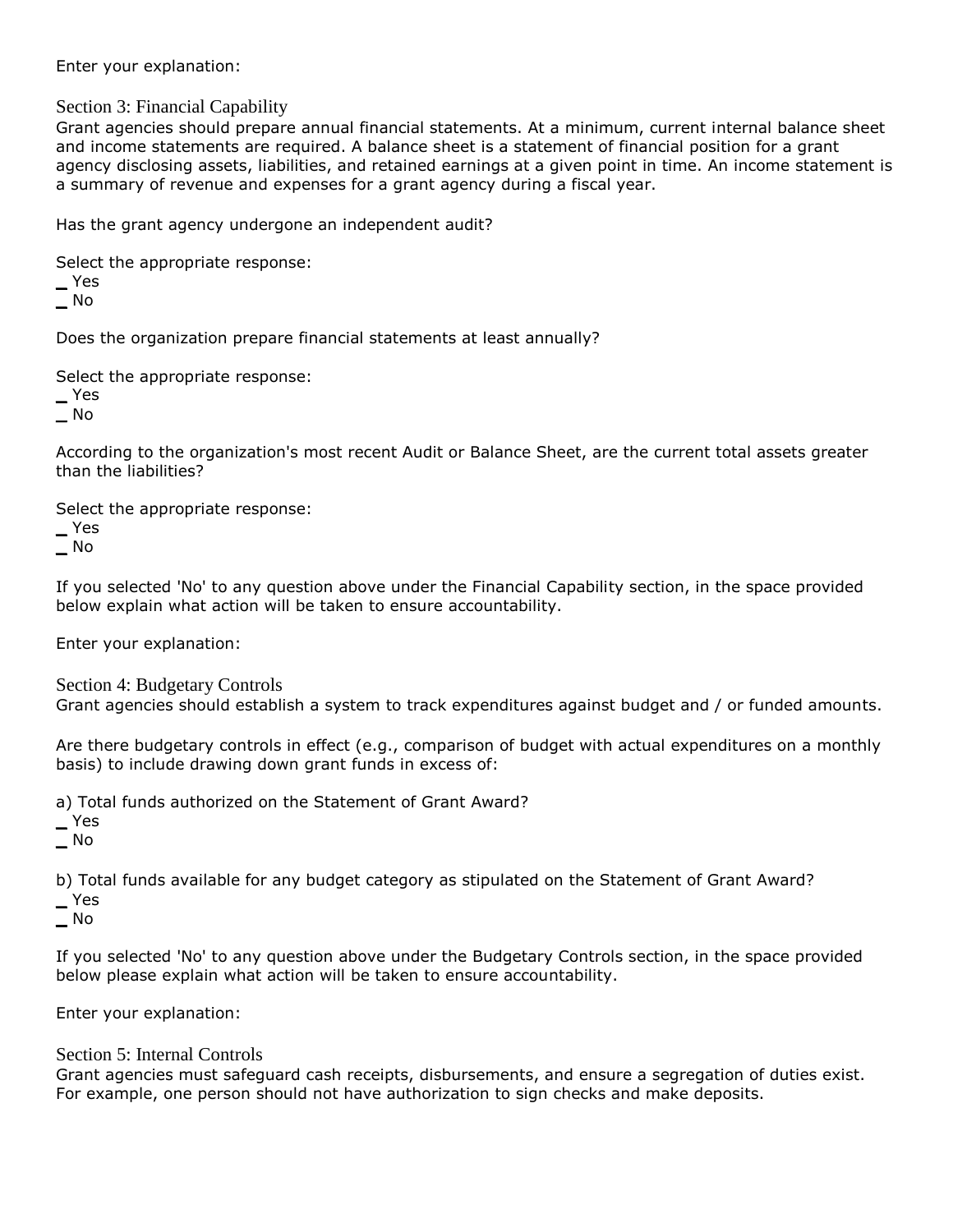Enter your explanation:

## Section 3: Financial Capability

Grant agencies should prepare annual financial statements. At a minimum, current internal balance sheet and income statements are required. A balance sheet is a statement of financial position for a grant agency disclosing assets, liabilities, and retained earnings at a given point in time. An income statement is a summary of revenue and expenses for a grant agency during a fiscal year.

Has the grant agency undergone an independent audit?

Select the appropriate response:
_ Yes
_ No

Does the organization prepare financial statements at least annually?

Select the appropriate response:
_ Yes
_ No

According to the organization's most recent Audit or Balance Sheet, are the current total assets greater than the liabilities?

Select the appropriate response:
_ Yes
_ No

If you selected 'No' to any question above under the Financial Capability section, in the space provided below explain what action will be taken to ensure accountability.

Enter your explanation:

## Section 4: Budgetary Controls

Grant agencies should establish a system to track expenditures against budget and / or funded amounts.

Are there budgetary controls in effect (e.g., comparison of budget with actual expenditures on a monthly basis) to include drawing down grant funds in excess of:

a) Total funds authorized on the Statement of Grant Award?
_ Yes
_ No

b) Total funds available for any budget category as stipulated on the Statement of Grant Award?
_ Yes
_ No

If you selected 'No' to any question above under the Budgetary Controls section, in the space provided below please explain what action will be taken to ensure accountability.

Enter your explanation:

## Section 5: Internal Controls

Grant agencies must safeguard cash receipts, disbursements, and ensure a segregation of duties exist. For example, one person should not have authorization to sign checks and make deposits.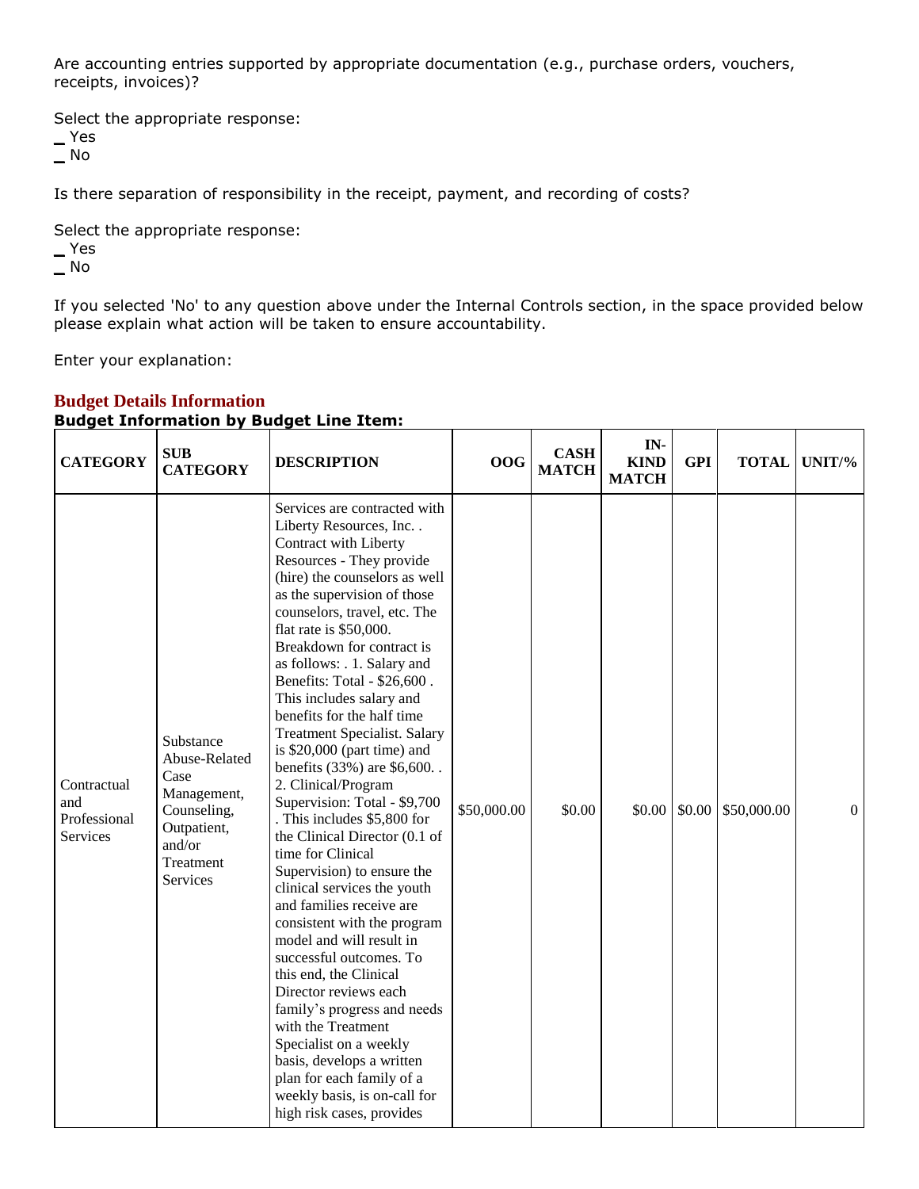Are accounting entries supported by appropriate documentation (e.g., purchase orders, vouchers, receipts, invoices)?

Select the appropriate response:
_ Yes
_ No

Is there separation of responsibility in the receipt, payment, and recording of costs?

Select the appropriate response:
_ Yes
_ No

If you selected 'No' to any question above under the Internal Controls section, in the space provided below please explain what action will be taken to ensure accountability.

Enter your explanation:

## Budget Details Information

**Budget Information by Budget Line Item:**

| CATEGORY | SUB CATEGORY | DESCRIPTION | OOG | CASH MATCH | IN-KIND MATCH | GPI | TOTAL | UNIT/% |
|---|---|---|---|---|---|---|---|---|
| Contractual and Professional Services | Substance Abuse-Related Case Management, Counseling, Outpatient, and/or Treatment Services | Services are contracted with Liberty Resources, Inc. . Contract with Liberty Resources - They provide (hire) the counselors as well as the supervision of those counselors, travel, etc. The flat rate is $50,000. Breakdown for contract is as follows: . 1. Salary and Benefits: Total - $26,600 . This includes salary and benefits for the half time Treatment Specialist. Salary is $20,000 (part time) and benefits (33%) are $6,600. . 2. Clinical/Program Supervision: Total - $9,700 . This includes $5,800 for the Clinical Director (0.1 of time for Clinical Supervision) to ensure the clinical services the youth and families receive are consistent with the program model and will result in successful outcomes. To this end, the Clinical Director reviews each family's progress and needs with the Treatment Specialist on a weekly basis, develops a written plan for each family of a weekly basis, is on-call for high risk cases, provides | $50,000.00 | $0.00 | $0.00 | $0.00 | $50,000.00 | 0 |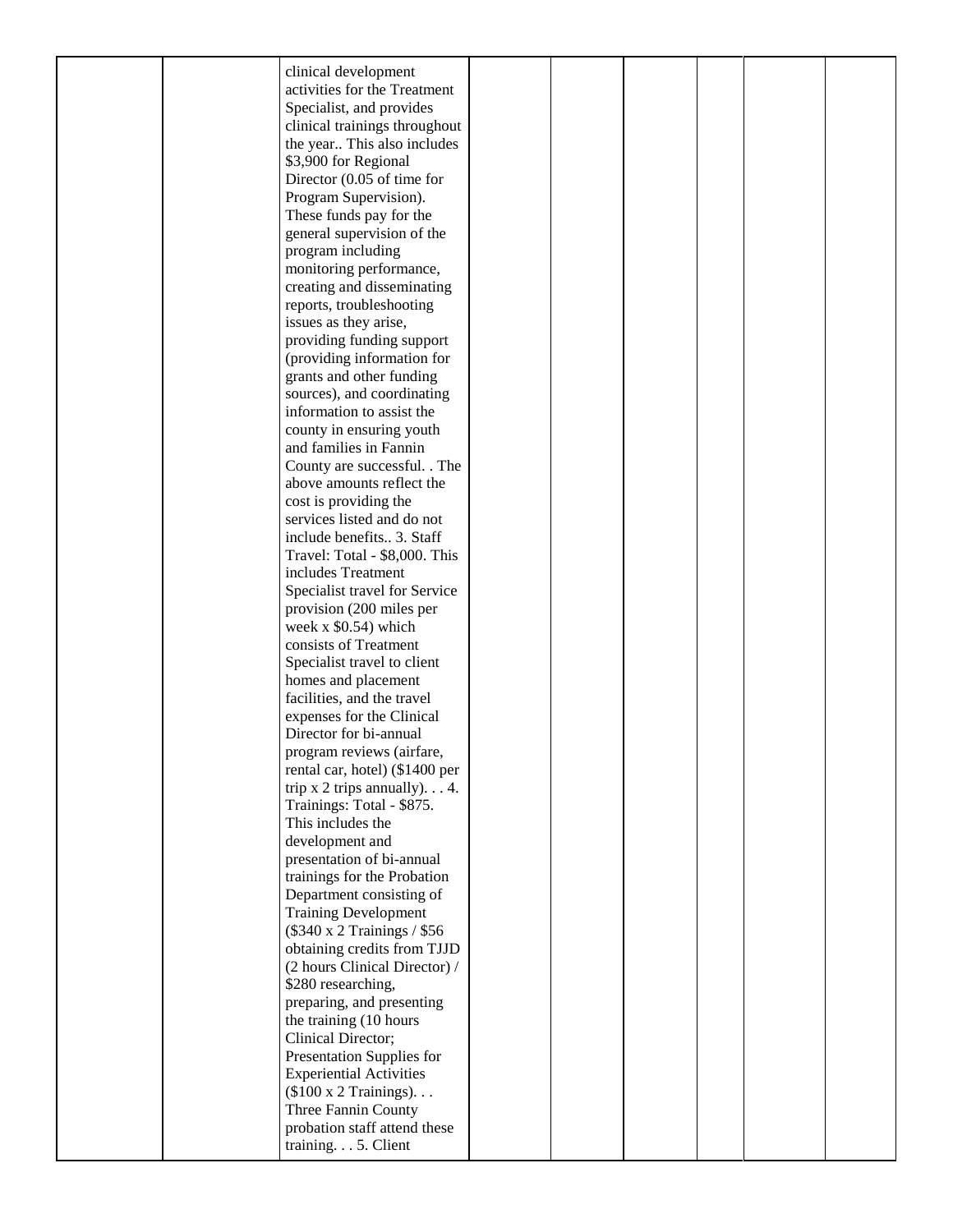|  |  |  |  |  |  |  |  |  |
|---|---|---|---|---|---|---|---|---|
|  |  | clinical development activities for the Treatment Specialist, and provides clinical trainings throughout the year.. This also includes $3,900 for Regional Director (0.05 of time for Program Supervision). These funds pay for the general supervision of the program including monitoring performance, creating and disseminating reports, troubleshooting issues as they arise, providing funding support (providing information for grants and other funding sources), and coordinating information to assist the county in ensuring youth and families in Fannin County are successful. . The above amounts reflect the cost is providing the services listed and do not include benefits.. 3. Staff Travel: Total - $8,000. This includes Treatment Specialist travel for Service provision (200 miles per week x $0.54) which consists of Treatment Specialist travel to client homes and placement facilities, and the travel expenses for the Clinical Director for bi-annual program reviews (airfare, rental car, hotel) ($1400 per trip x 2 trips annually). . . 4. Trainings: Total - $875. This includes the development and presentation of bi-annual trainings for the Probation Department consisting of Training Development ($340 x 2 Trainings / $56 obtaining credits from TJJD (2 hours Clinical Director) / $280 researching, preparing, and presenting the training (10 hours Clinical Director; Presentation Supplies for Experiential Activities ($100 x 2 Trainings). . . Three Fannin County probation staff attend these training. . . 5. Client |  |  |  |  |  |  |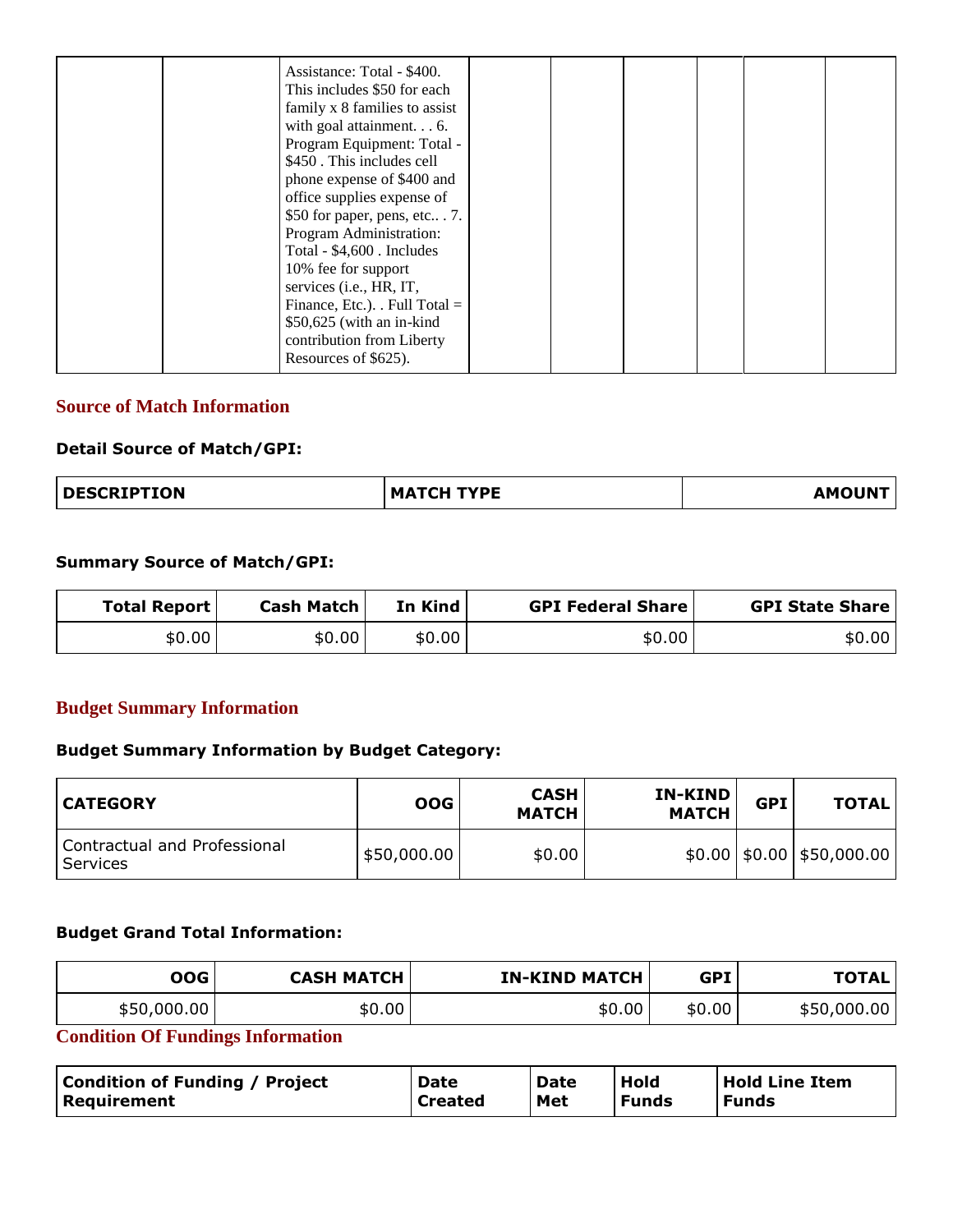| | | | | | | | | |
|---|---|---|---|---|---|---|---|---|
| | | Assistance: Total - $400. This includes $50 for each family x 8 families to assist with goal attainment. . . 6. Program Equipment: Total - $450 . This includes cell phone expense of $400 and office supplies expense of $50 for paper, pens, etc.. . 7. Program Administration: Total - $4,600 . Includes 10% fee for support services (i.e., HR, IT, Finance, Etc.). . Full Total = $50,625 (with an in-kind contribution from Liberty Resources of $625). | | | | | | |

## Source of Match Information

### Detail Source of Match/GPI:

| DESCRIPTION | MATCH TYPE | AMOUNT |
|---|---|---|

### Summary Source of Match/GPI:

| Total Report | Cash Match | In Kind | GPI Federal Share | GPI State Share |
|---|---|---|---|---|
| $0.00 | $0.00 | $0.00 | $0.00 | $0.00 |

## Budget Summary Information

### Budget Summary Information by Budget Category:

| CATEGORY | OOG | CASH MATCH | IN-KIND MATCH | GPI | TOTAL |
|---|---|---|---|---|---|
| Contractual and Professional Services | $50,000.00 | $0.00 | $0.00 | $0.00 | $50,000.00 |

### Budget Grand Total Information:

| OOG | CASH MATCH | IN-KIND MATCH | GPI | TOTAL |
|---|---|---|---|---|
| $50,000.00 | $0.00 | $0.00 | $0.00 | $50,000.00 |

## Condition Of Fundings Information

| Condition of Funding / Project Requirement | Date Created | Date Met | Hold Funds | Hold Line Item Funds |
|---|---|---|---|---|